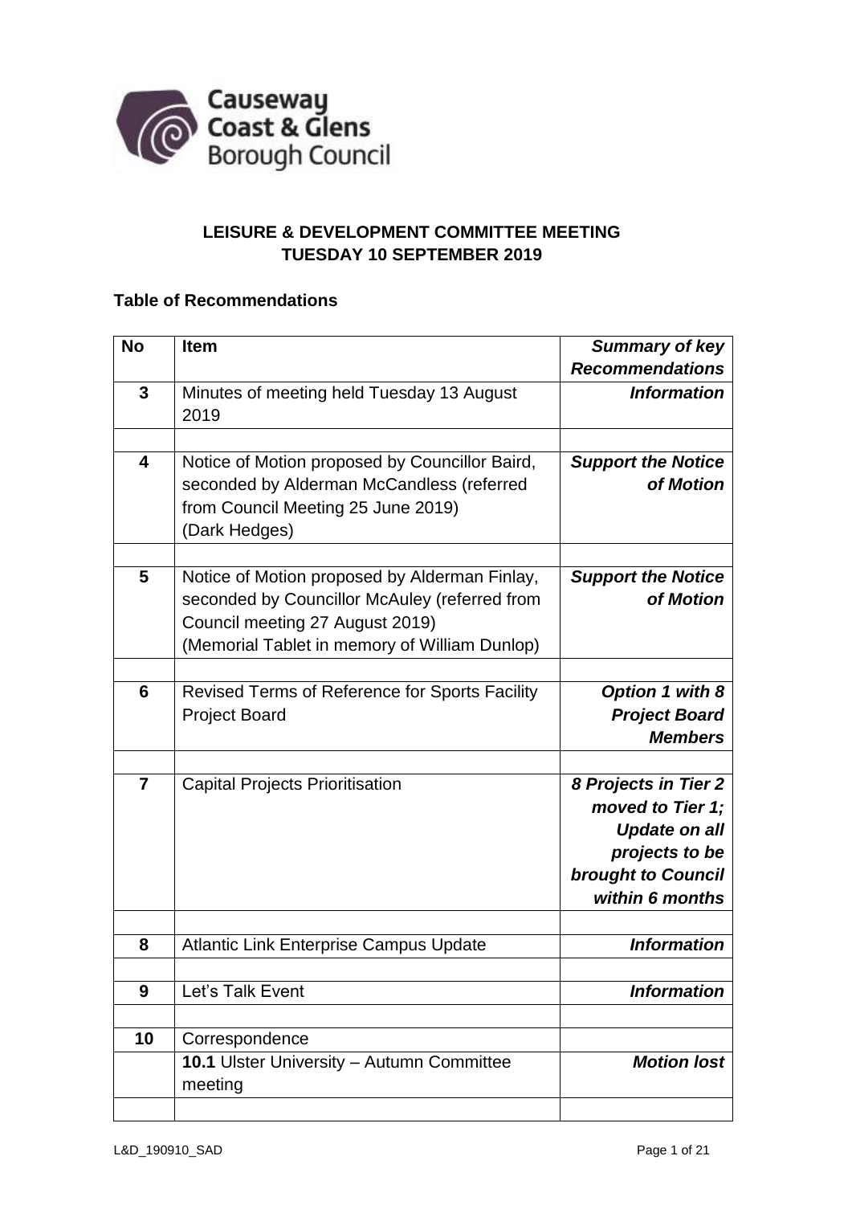Causeway Coast & Glens Borough Council

## LEISURE & DEVELOPMENT COMMITTEE MEETING
## TUESDAY 10 SEPTEMBER 2019

### Table of Recommendations

| No | Item | *Summary of key Recommendations* |
|---|---|---|
| 3 | Minutes of meeting held Tuesday 13 August 2019 | ***Information*** |
| | | |
| 4 | Notice of Motion proposed by Councillor Baird, seconded by Alderman McCandless (referred from Council Meeting 25 June 2019) (Dark Hedges) | ***Support the Notice of Motion*** |
| | | |
| 5 | Notice of Motion proposed by Alderman Finlay, seconded by Councillor McAuley (referred from Council meeting 27 August 2019) (Memorial Tablet in memory of William Dunlop) | ***Support the Notice of Motion*** |
| | | |
| 6 | Revised Terms of Reference for Sports Facility Project Board | ***Option 1 with 8 Project Board Members*** |
| | | |
| 7 | Capital Projects Prioritisation | ***8 Projects in Tier 2 moved to Tier 1; Update on all projects to be brought to Council within 6 months*** |
| | | |
| 8 | Atlantic Link Enterprise Campus Update | ***Information*** |
| | | |
| 9 | Let's Talk Event | ***Information*** |
| | | |
| 10 | Correspondence | |
| | **10.1** Ulster University – Autumn Committee meeting | ***Motion lost*** |
| | | |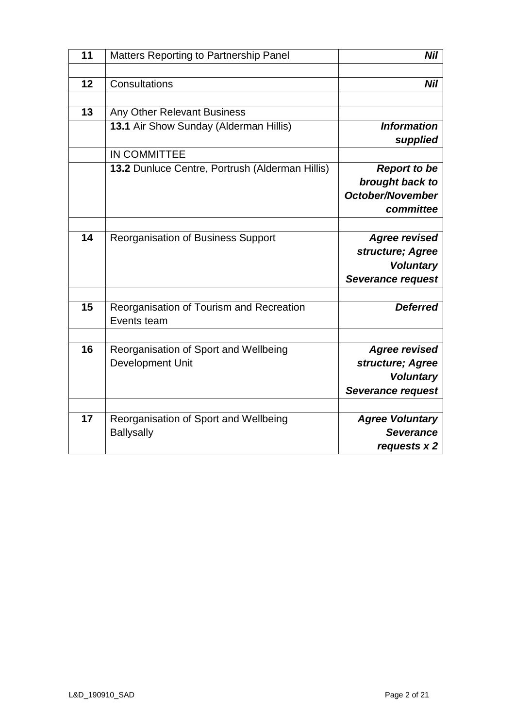| | | |
|---|---|---|
| **11** | Matters Reporting to Partnership Panel | ***Nil*** |
| | | |
| **12** | Consultations | ***Nil*** |
| | | |
| **13** | Any Other Relevant Business | |
| | **13.1** Air Show Sunday (Alderman Hillis) | ***Information supplied*** |
| | IN COMMITTEE | |
| | **13.2** Dunluce Centre, Portrush (Alderman Hillis) | ***Report to be brought back to October/November committee*** |
| | | |
| **14** | Reorganisation of Business Support | ***Agree revised structure; Agree Voluntary Severance request*** |
| | | |
| **15** | Reorganisation of Tourism and Recreation Events team | ***Deferred*** |
| | | |
| **16** | Reorganisation of Sport and Wellbeing Development Unit | ***Agree revised structure; Agree Voluntary Severance request*** |
| | | |
| **17** | Reorganisation of Sport and Wellbeing Ballysally | ***Agree Voluntary Severance requests x 2*** |

L&D_190910_SAD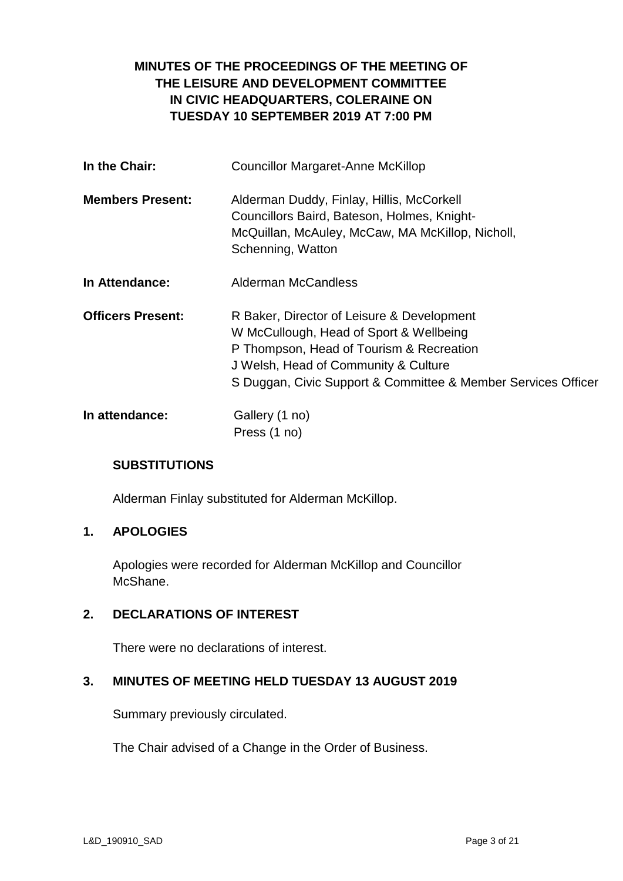**MINUTES OF THE PROCEEDINGS OF THE MEETING OF THE LEISURE AND DEVELOPMENT COMMITTEE IN CIVIC HEADQUARTERS, COLERAINE ON TUESDAY 10 SEPTEMBER 2019 AT 7:00 PM**

| | |
|---|---|
| **In the Chair:** | Councillor Margaret-Anne McKillop |
| **Members Present:** | Alderman Duddy, Finlay, Hillis, McCorkell<br>Councillors Baird, Bateson, Holmes, Knight-McQuillan, McAuley, McCaw, MA McKillop, Nicholl, Schenning, Watton |
| **In Attendance:** | Alderman McCandless |
| **Officers Present:** | R Baker, Director of Leisure & Development<br>W McCullough, Head of Sport & Wellbeing<br>P Thompson, Head of Tourism & Recreation<br>J Welsh, Head of Community & Culture<br>S Duggan, Civic Support & Committee & Member Services Officer |
| **In attendance:** | Gallery (1 no)<br>Press (1 no) |

**SUBSTITUTIONS**

Alderman Finlay substituted for Alderman McKillop.

**1. APOLOGIES**

Apologies were recorded for Alderman McKillop and Councillor McShane.

**2. DECLARATIONS OF INTEREST**

There were no declarations of interest.

**3. MINUTES OF MEETING HELD TUESDAY 13 AUGUST 2019**

Summary previously circulated.

The Chair advised of a Change in the Order of Business.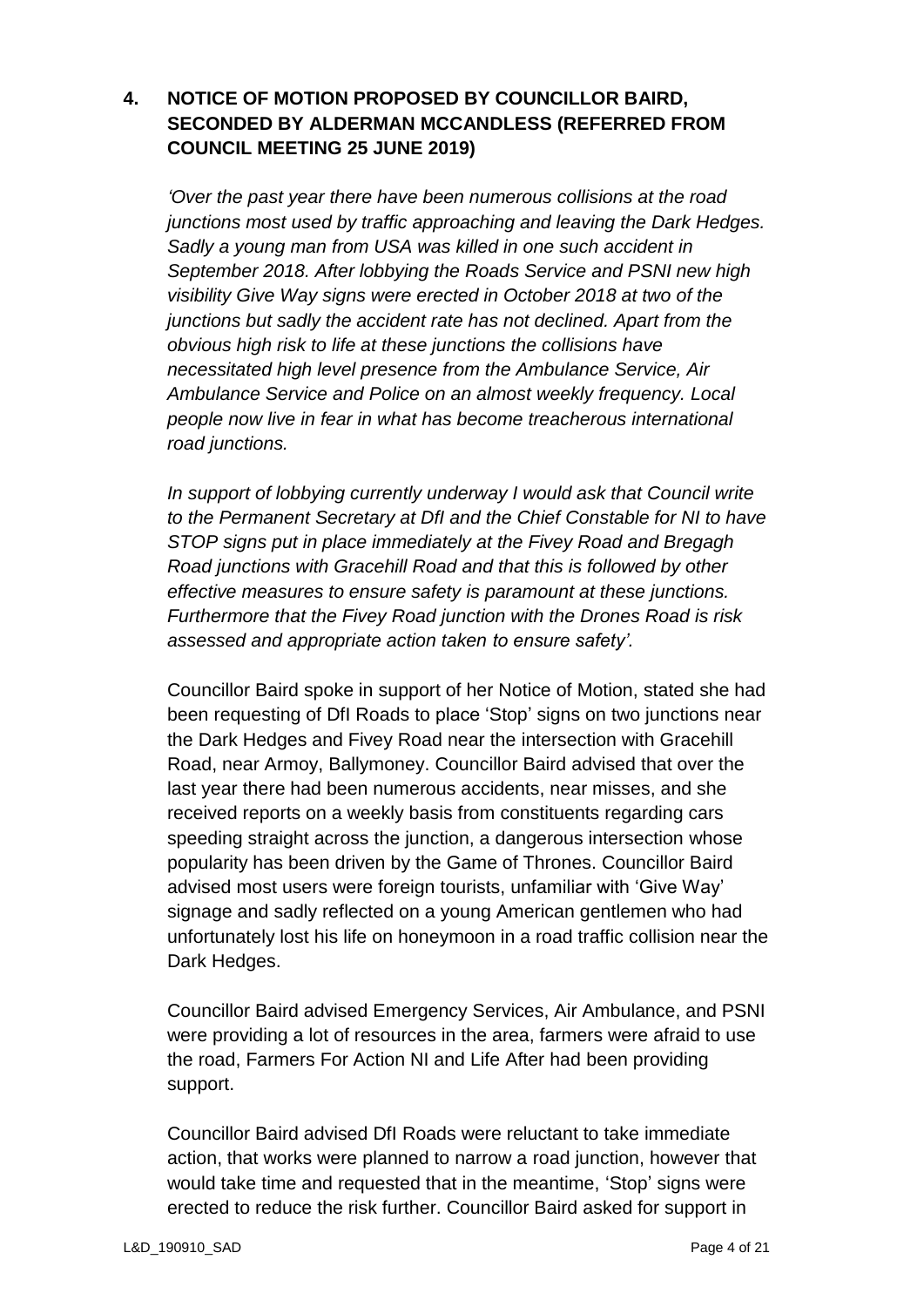## 4. NOTICE OF MOTION PROPOSED BY COUNCILLOR BAIRD, SECONDED BY ALDERMAN MCCANDLESS (REFERRED FROM COUNCIL MEETING 25 JUNE 2019)

*'Over the past year there have been numerous collisions at the road junctions most used by traffic approaching and leaving the Dark Hedges. Sadly a young man from USA was killed in one such accident in September 2018. After lobbying the Roads Service and PSNI new high visibility Give Way signs were erected in October 2018 at two of the junctions but sadly the accident rate has not declined. Apart from the obvious high risk to life at these junctions the collisions have necessitated high level presence from the Ambulance Service, Air Ambulance Service and Police on an almost weekly frequency. Local people now live in fear in what has become treacherous international road junctions.*

*In support of lobbying currently underway I would ask that Council write to the Permanent Secretary at DfI and the Chief Constable for NI to have STOP signs put in place immediately at the Fivey Road and Bregagh Road junctions with Gracehill Road and that this is followed by other effective measures to ensure safety is paramount at these junctions. Furthermore that the Fivey Road junction with the Drones Road is risk assessed and appropriate action taken to ensure safety'.*

Councillor Baird spoke in support of her Notice of Motion, stated she had been requesting of DfI Roads to place 'Stop' signs on two junctions near the Dark Hedges and Fivey Road near the intersection with Gracehill Road, near Armoy, Ballymoney. Councillor Baird advised that over the last year there had been numerous accidents, near misses, and she received reports on a weekly basis from constituents regarding cars speeding straight across the junction, a dangerous intersection whose popularity has been driven by the Game of Thrones. Councillor Baird advised most users were foreign tourists, unfamiliar with 'Give Way' signage and sadly reflected on a young American gentlemen who had unfortunately lost his life on honeymoon in a road traffic collision near the Dark Hedges.

Councillor Baird advised Emergency Services, Air Ambulance, and PSNI were providing a lot of resources in the area, farmers were afraid to use the road, Farmers For Action NI and Life After had been providing support.

Councillor Baird advised DfI Roads were reluctant to take immediate action, that works were planned to narrow a road junction, however that would take time and requested that in the meantime, 'Stop' signs were erected to reduce the risk further. Councillor Baird asked for support in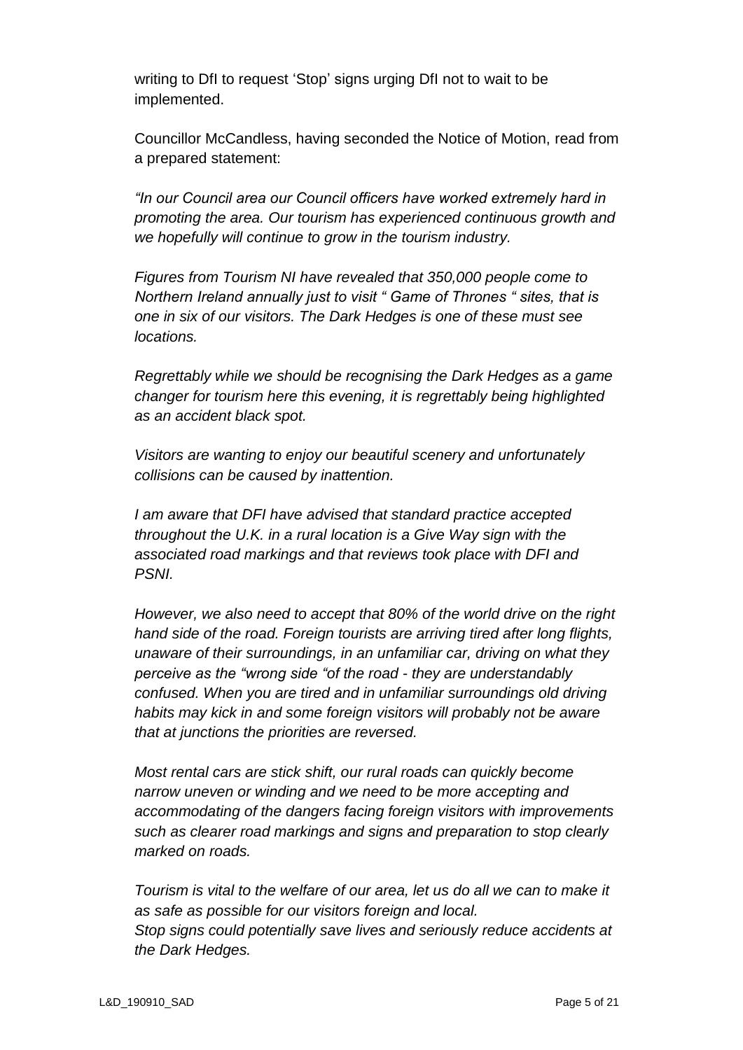writing to DfI to request 'Stop' signs urging DfI not to wait to be implemented.

Councillor McCandless, having seconded the Notice of Motion, read from a prepared statement:

*"In our Council area our Council officers have worked extremely hard in promoting the area. Our tourism has experienced continuous growth and we hopefully will continue to grow in the tourism industry.*

*Figures from Tourism NI have revealed that 350,000 people come to Northern Ireland annually just to visit " Game of Thrones " sites, that is one in six of our visitors. The Dark Hedges is one of these must see locations.*

*Regrettably while we should be recognising the Dark Hedges as a game changer for tourism here this evening, it is regrettably being highlighted as an accident black spot.*

*Visitors are wanting to enjoy our beautiful scenery and unfortunately collisions can be caused by inattention.*

*I am aware that DFI have advised that standard practice accepted throughout the U.K. in a rural location is a Give Way sign with the associated road markings and that reviews took place with DFI and PSNI.*

*However, we also need to accept that 80% of the world drive on the right hand side of the road. Foreign tourists are arriving tired after long flights, unaware of their surroundings, in an unfamiliar car, driving on what they perceive as the "wrong side "of the road - they are understandably confused. When you are tired and in unfamiliar surroundings old driving habits may kick in and some foreign visitors will probably not be aware that at junctions the priorities are reversed.*

*Most rental cars are stick shift, our rural roads can quickly become narrow uneven or winding and we need to be more accepting and accommodating of the dangers facing foreign visitors with improvements such as clearer road markings and signs and preparation to stop clearly marked on roads.*

*Tourism is vital to the welfare of our area, let us do all we can to make it as safe as possible for our visitors foreign and local.*
*Stop signs could potentially save lives and seriously reduce accidents at the Dark Hedges.*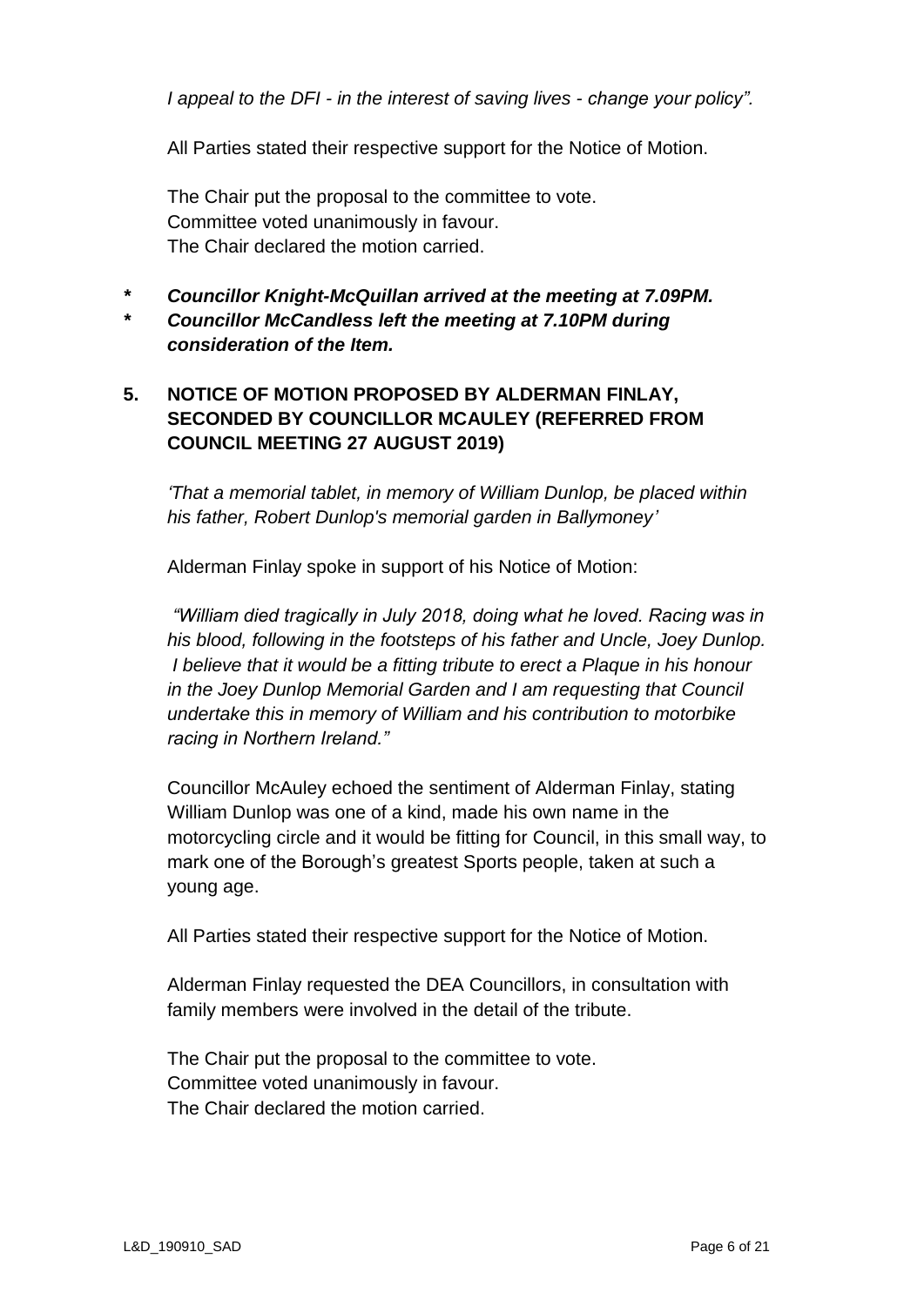*I appeal to the DFI - in the interest of saving lives - change your policy".*

All Parties stated their respective support for the Notice of Motion.

The Chair put the proposal to the committee to vote.
Committee voted unanimously in favour.
The Chair declared the motion carried.

- ***Councillor Knight-McQuillan arrived at the meeting at 7.09PM.***
- ***Councillor McCandless left the meeting at 7.10PM during consideration of the Item.***

## 5. NOTICE OF MOTION PROPOSED BY ALDERMAN FINLAY, SECONDED BY COUNCILLOR MCAULEY (REFERRED FROM COUNCIL MEETING 27 AUGUST 2019)

*'That a memorial tablet, in memory of William Dunlop, be placed within his father, Robert Dunlop's memorial garden in Ballymoney'*

Alderman Finlay spoke in support of his Notice of Motion:

*"William died tragically in July 2018, doing what he loved. Racing was in his blood, following in the footsteps of his father and Uncle, Joey Dunlop. I believe that it would be a fitting tribute to erect a Plaque in his honour in the Joey Dunlop Memorial Garden and I am requesting that Council undertake this in memory of William and his contribution to motorbike racing in Northern Ireland."*

Councillor McAuley echoed the sentiment of Alderman Finlay, stating William Dunlop was one of a kind, made his own name in the motorcycling circle and it would be fitting for Council, in this small way, to mark one of the Borough's greatest Sports people, taken at such a young age.

All Parties stated their respective support for the Notice of Motion.

Alderman Finlay requested the DEA Councillors, in consultation with family members were involved in the detail of the tribute.

The Chair put the proposal to the committee to vote.
Committee voted unanimously in favour.
The Chair declared the motion carried.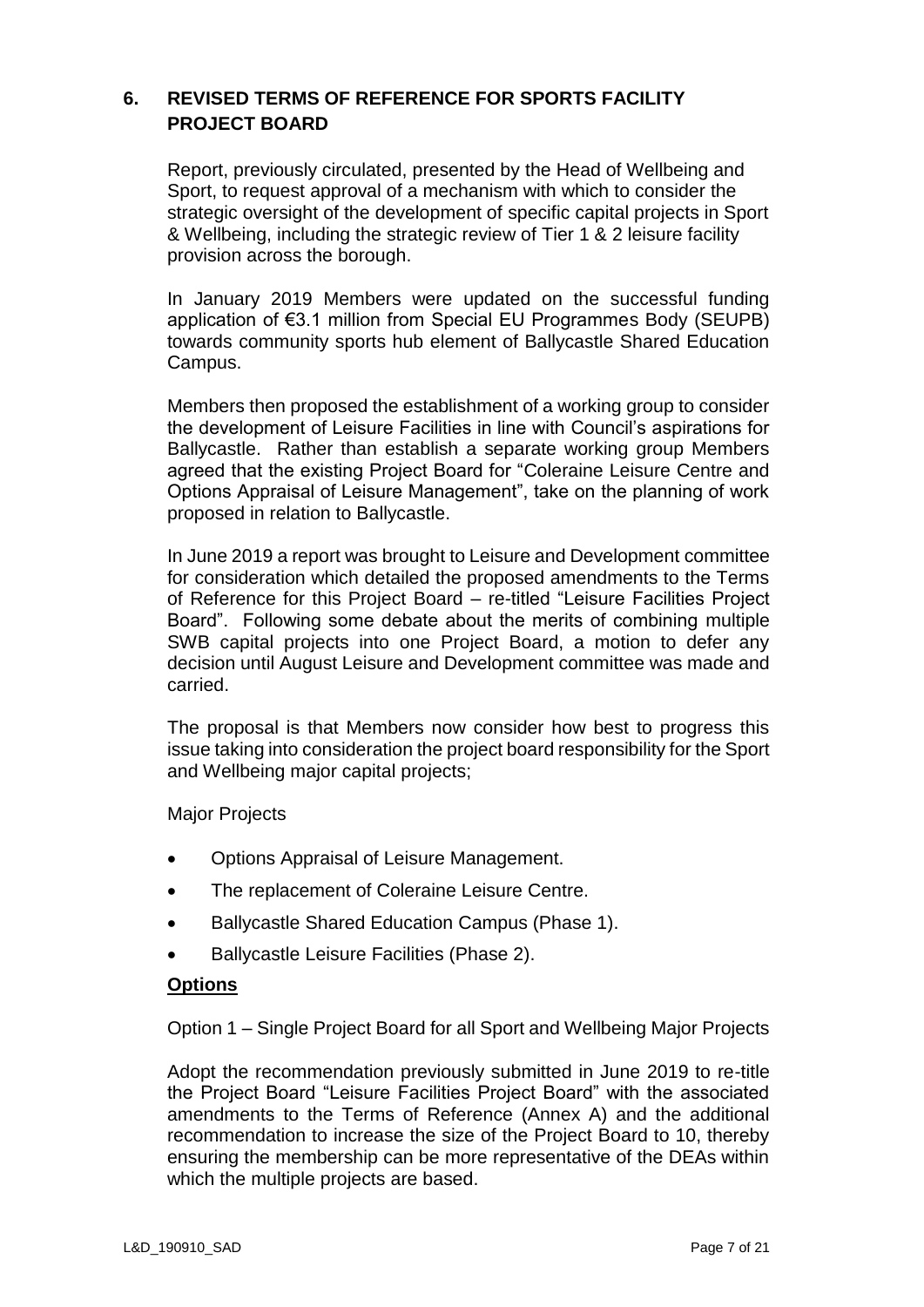## 6. REVISED TERMS OF REFERENCE FOR SPORTS FACILITY PROJECT BOARD

Report, previously circulated, presented by the Head of Wellbeing and Sport, to request approval of a mechanism with which to consider the strategic oversight of the development of specific capital projects in Sport & Wellbeing, including the strategic review of Tier 1 & 2 leisure facility provision across the borough.

In January 2019 Members were updated on the successful funding application of €3.1 million from Special EU Programmes Body (SEUPB) towards community sports hub element of Ballycastle Shared Education Campus.

Members then proposed the establishment of a working group to consider the development of Leisure Facilities in line with Council's aspirations for Ballycastle. Rather than establish a separate working group Members agreed that the existing Project Board for "Coleraine Leisure Centre and Options Appraisal of Leisure Management", take on the planning of work proposed in relation to Ballycastle.

In June 2019 a report was brought to Leisure and Development committee for consideration which detailed the proposed amendments to the Terms of Reference for this Project Board – re-titled "Leisure Facilities Project Board". Following some debate about the merits of combining multiple SWB capital projects into one Project Board, a motion to defer any decision until August Leisure and Development committee was made and carried.

The proposal is that Members now consider how best to progress this issue taking into consideration the project board responsibility for the Sport and Wellbeing major capital projects;

Major Projects

- Options Appraisal of Leisure Management.
- The replacement of Coleraine Leisure Centre.
- Ballycastle Shared Education Campus (Phase 1).
- Ballycastle Leisure Facilities (Phase 2).

**Options**

Option 1 – Single Project Board for all Sport and Wellbeing Major Projects

Adopt the recommendation previously submitted in June 2019 to re-title the Project Board "Leisure Facilities Project Board" with the associated amendments to the Terms of Reference (Annex A) and the additional recommendation to increase the size of the Project Board to 10, thereby ensuring the membership can be more representative of the DEAs within which the multiple projects are based.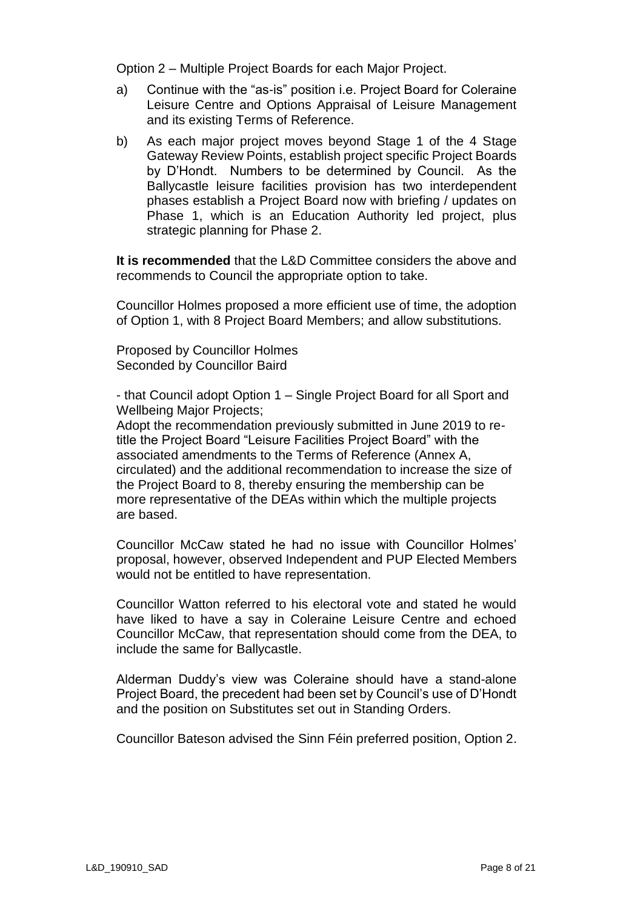Option 2 – Multiple Project Boards for each Major Project.

a) Continue with the "as-is" position i.e. Project Board for Coleraine Leisure Centre and Options Appraisal of Leisure Management and its existing Terms of Reference.

b) As each major project moves beyond Stage 1 of the 4 Stage Gateway Review Points, establish project specific Project Boards by D'Hondt. Numbers to be determined by Council. As the Ballycastle leisure facilities provision has two interdependent phases establish a Project Board now with briefing / updates on Phase 1, which is an Education Authority led project, plus strategic planning for Phase 2.

**It is recommended** that the L&D Committee considers the above and recommends to Council the appropriate option to take.

Councillor Holmes proposed a more efficient use of time, the adoption of Option 1, with 8 Project Board Members; and allow substitutions.

Proposed by Councillor Holmes
Seconded by Councillor Baird

- that Council adopt Option 1 – Single Project Board for all Sport and Wellbeing Major Projects;
Adopt the recommendation previously submitted in June 2019 to re-title the Project Board "Leisure Facilities Project Board" with the associated amendments to the Terms of Reference (Annex A, circulated) and the additional recommendation to increase the size of the Project Board to 8, thereby ensuring the membership can be more representative of the DEAs within which the multiple projects are based.

Councillor McCaw stated he had no issue with Councillor Holmes' proposal, however, observed Independent and PUP Elected Members would not be entitled to have representation.

Councillor Watton referred to his electoral vote and stated he would have liked to have a say in Coleraine Leisure Centre and echoed Councillor McCaw, that representation should come from the DEA, to include the same for Ballycastle.

Alderman Duddy's view was Coleraine should have a stand-alone Project Board, the precedent had been set by Council's use of D'Hondt and the position on Substitutes set out in Standing Orders.

Councillor Bateson advised the Sinn Féin preferred position, Option 2.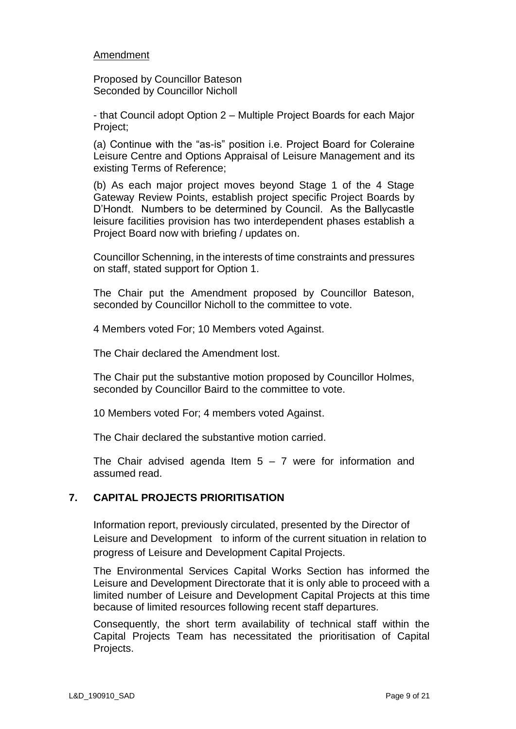Amendment

Proposed by Councillor Bateson
Seconded by Councillor Nicholl

- that Council adopt Option 2 – Multiple Project Boards for each Major Project;

(a) Continue with the "as-is" position i.e. Project Board for Coleraine Leisure Centre and Options Appraisal of Leisure Management and its existing Terms of Reference;

(b) As each major project moves beyond Stage 1 of the 4 Stage Gateway Review Points, establish project specific Project Boards by D'Hondt. Numbers to be determined by Council. As the Ballycastle leisure facilities provision has two interdependent phases establish a Project Board now with briefing / updates on.

Councillor Schenning, in the interests of time constraints and pressures on staff, stated support for Option 1.

The Chair put the Amendment proposed by Councillor Bateson, seconded by Councillor Nicholl to the committee to vote.

4 Members voted For; 10 Members voted Against.

The Chair declared the Amendment lost.

The Chair put the substantive motion proposed by Councillor Holmes, seconded by Councillor Baird to the committee to vote.

10 Members voted For; 4 members voted Against.

The Chair declared the substantive motion carried.

The Chair advised agenda Item 5 – 7 were for information and assumed read.

## 7. CAPITAL PROJECTS PRIORITISATION

Information report, previously circulated, presented by the Director of Leisure and Development to inform of the current situation in relation to progress of Leisure and Development Capital Projects.

The Environmental Services Capital Works Section has informed the Leisure and Development Directorate that it is only able to proceed with a limited number of Leisure and Development Capital Projects at this time because of limited resources following recent staff departures.

Consequently, the short term availability of technical staff within the Capital Projects Team has necessitated the prioritisation of Capital Projects.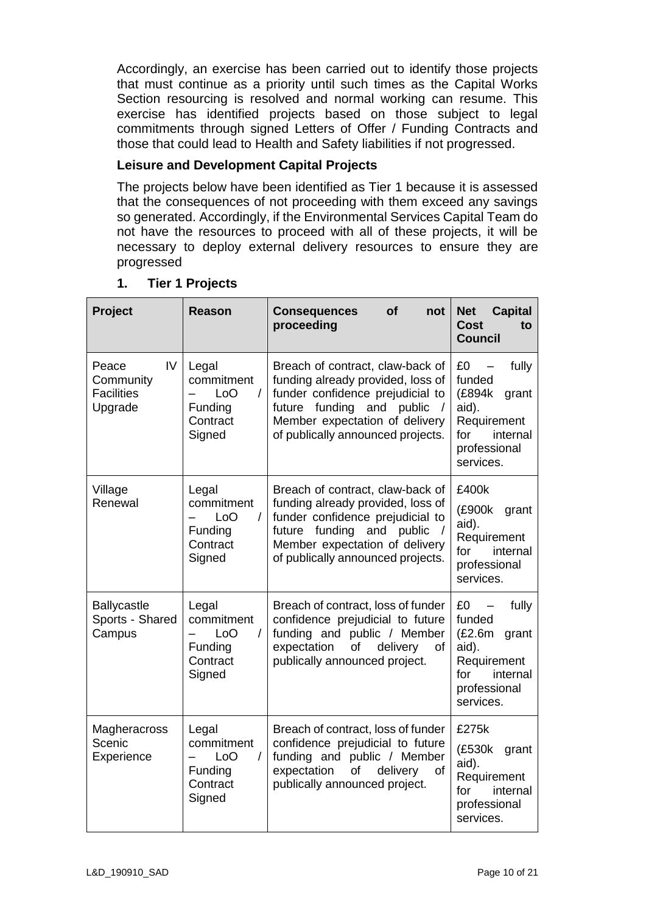Accordingly, an exercise has been carried out to identify those projects that must continue as a priority until such times as the Capital Works Section resourcing is resolved and normal working can resume. This exercise has identified projects based on those subject to legal commitments through signed Letters of Offer / Funding Contracts and those that could lead to Health and Safety liabilities if not progressed.

**Leisure and Development Capital Projects**

The projects below have been identified as Tier 1 because it is assessed that the consequences of not proceeding with them exceed any savings so generated. Accordingly, if the Environmental Services Capital Team do not have the resources to proceed with all of these projects, it will be necessary to deploy external delivery resources to ensure they are progressed

### 1. Tier 1 Projects

| Project | Reason | Consequences of not proceeding | Net Capital Cost to Council |
|---|---|---|---|
| Peace IV Community Facilities Upgrade | Legal commitment – LoO / Funding Contract Signed | Breach of contract, claw-back of funding already provided, loss of funder confidence prejudicial to future funding and public / Member expectation of delivery of publically announced projects. | £0 – fully funded (£894k grant aid). Requirement for internal professional services. |
| Village Renewal | Legal commitment – LoO / Funding Contract Signed | Breach of contract, claw-back of funding already provided, loss of funder confidence prejudicial to future funding and public / Member expectation of delivery of publically announced projects. | £400k (£900k grant aid). Requirement for internal professional services. |
| Ballycastle Sports - Shared Campus | Legal commitment – LoO / Funding Contract Signed | Breach of contract, loss of funder confidence prejudicial to future funding and public / Member expectation of delivery of publically announced project. | £0 – fully funded (£2.6m grant aid). Requirement for internal professional services. |
| Magheracross Scenic Experience | Legal commitment – LoO / Funding Contract Signed | Breach of contract, loss of funder confidence prejudicial to future funding and public / Member expectation of delivery of publically announced project. | £275k (£530k grant aid). Requirement for internal professional services. |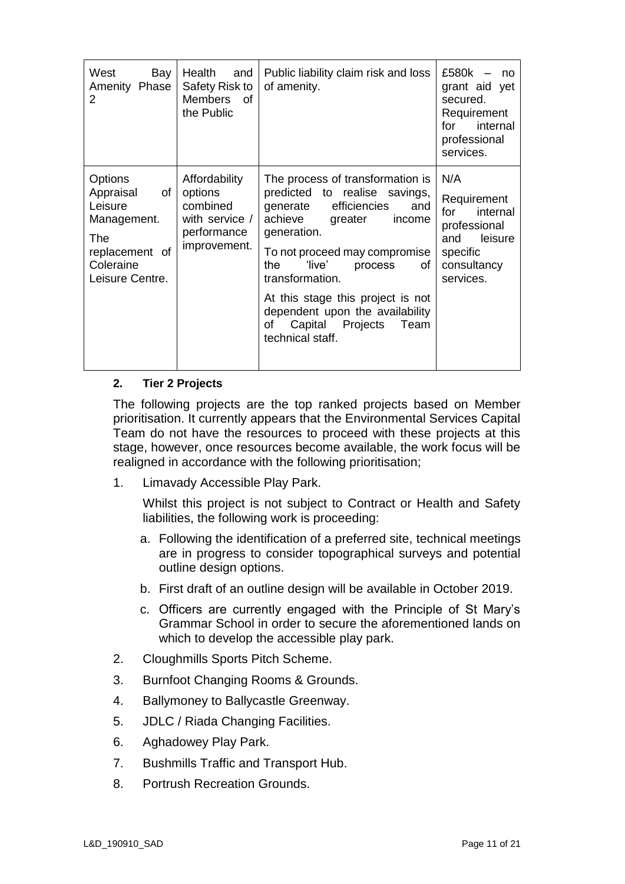| | | | |
|---|---|---|---|
| West Bay Amenity Phase 2 | Health and Safety Risk to Members of the Public | Public liability claim risk and loss of amenity. | £580k – no grant aid yet secured. Requirement for internal professional services. |
| Options Appraisal of Leisure Management. The replacement of Coleraine Leisure Centre. | Affordability options combined with service / performance improvement. | The process of transformation is predicted to realise savings, generate efficiencies and achieve greater income generation. To not proceed may compromise the 'live' process of transformation. At this stage this project is not dependent upon the availability of Capital Projects Team technical staff. | N/A Requirement for internal professional and leisure specific consultancy services. |

**2. Tier 2 Projects**

The following projects are the top ranked projects based on Member prioritisation. It currently appears that the Environmental Services Capital Team do not have the resources to proceed with these projects at this stage, however, once resources become available, the work focus will be realigned in accordance with the following prioritisation;

1. Limavady Accessible Play Park.

   Whilst this project is not subject to Contract or Health and Safety liabilities, the following work is proceeding:

   a. Following the identification of a preferred site, technical meetings are in progress to consider topographical surveys and potential outline design options.
   b. First draft of an outline design will be available in October 2019.
   c. Officers are currently engaged with the Principle of St Mary's Grammar School in order to secure the aforementioned lands on which to develop the accessible play park.

2. Cloughmills Sports Pitch Scheme.
3. Burnfoot Changing Rooms & Grounds.
4. Ballymoney to Ballycastle Greenway.
5. JDLC / Riada Changing Facilities.
6. Aghadowey Play Park.
7. Bushmills Traffic and Transport Hub.
8. Portrush Recreation Grounds.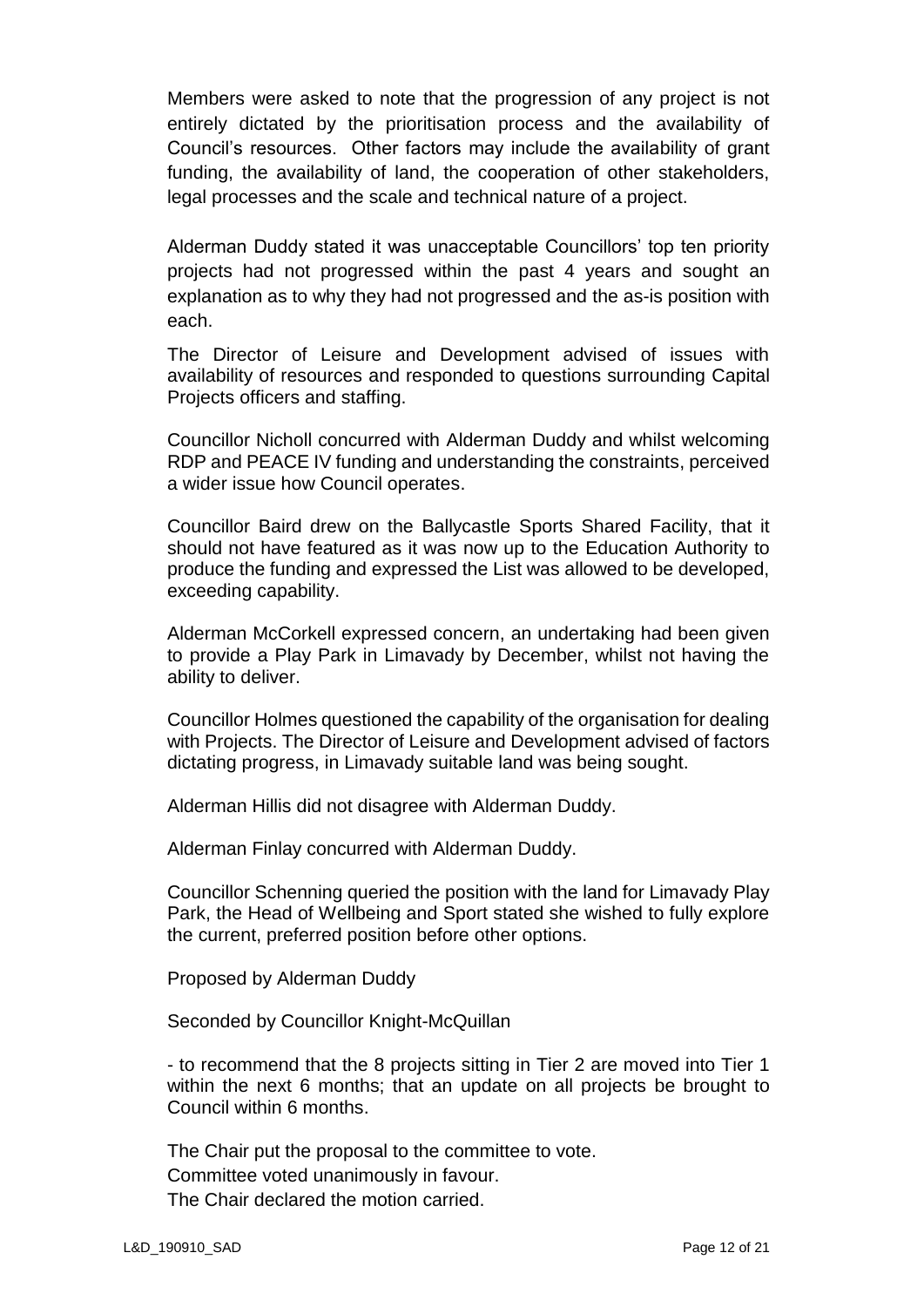Members were asked to note that the progression of any project is not entirely dictated by the prioritisation process and the availability of Council's resources. Other factors may include the availability of grant funding, the availability of land, the cooperation of other stakeholders, legal processes and the scale and technical nature of a project.

Alderman Duddy stated it was unacceptable Councillors' top ten priority projects had not progressed within the past 4 years and sought an explanation as to why they had not progressed and the as-is position with each.

The Director of Leisure and Development advised of issues with availability of resources and responded to questions surrounding Capital Projects officers and staffing.

Councillor Nicholl concurred with Alderman Duddy and whilst welcoming RDP and PEACE IV funding and understanding the constraints, perceived a wider issue how Council operates.

Councillor Baird drew on the Ballycastle Sports Shared Facility, that it should not have featured as it was now up to the Education Authority to produce the funding and expressed the List was allowed to be developed, exceeding capability.

Alderman McCorkell expressed concern, an undertaking had been given to provide a Play Park in Limavady by December, whilst not having the ability to deliver.

Councillor Holmes questioned the capability of the organisation for dealing with Projects. The Director of Leisure and Development advised of factors dictating progress, in Limavady suitable land was being sought.

Alderman Hillis did not disagree with Alderman Duddy.

Alderman Finlay concurred with Alderman Duddy.

Councillor Schenning queried the position with the land for Limavady Play Park, the Head of Wellbeing and Sport stated she wished to fully explore the current, preferred position before other options.

Proposed by Alderman Duddy

Seconded by Councillor Knight-McQuillan

- to recommend that the 8 projects sitting in Tier 2 are moved into Tier 1 within the next 6 months; that an update on all projects be brought to Council within 6 months.

The Chair put the proposal to the committee to vote.
Committee voted unanimously in favour.
The Chair declared the motion carried.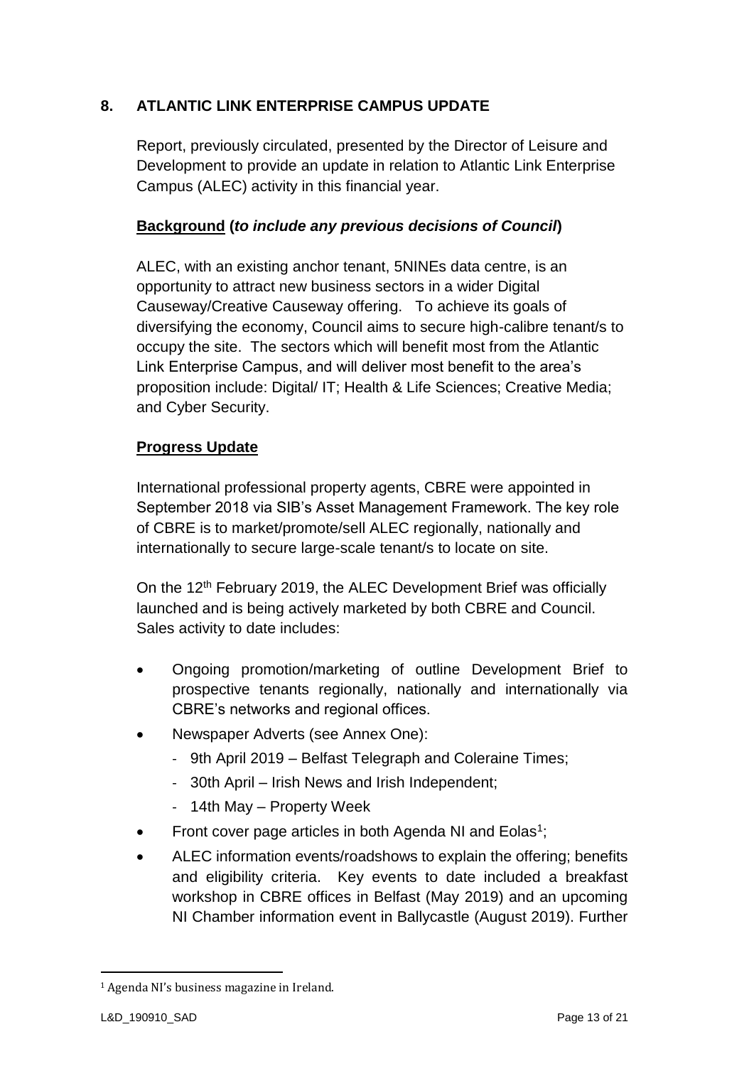## 8. ATLANTIC LINK ENTERPRISE CAMPUS UPDATE

Report, previously circulated, presented by the Director of Leisure and Development to provide an update in relation to Atlantic Link Enterprise Campus (ALEC) activity in this financial year.

**Background (*to include any previous decisions of Council*)**

ALEC, with an existing anchor tenant, 5NINEs data centre, is an opportunity to attract new business sectors in a wider Digital Causeway/Creative Causeway offering. To achieve its goals of diversifying the economy, Council aims to secure high-calibre tenant/s to occupy the site. The sectors which will benefit most from the Atlantic Link Enterprise Campus, and will deliver most benefit to the area's proposition include: Digital/ IT; Health & Life Sciences; Creative Media; and Cyber Security.

**Progress Update**

International professional property agents, CBRE were appointed in September 2018 via SIB's Asset Management Framework. The key role of CBRE is to market/promote/sell ALEC regionally, nationally and internationally to secure large-scale tenant/s to locate on site.

On the 12th February 2019, the ALEC Development Brief was officially launched and is being actively marketed by both CBRE and Council. Sales activity to date includes:

- Ongoing promotion/marketing of outline Development Brief to prospective tenants regionally, nationally and internationally via CBRE's networks and regional offices.
- Newspaper Adverts (see Annex One):
  - 9th April 2019 – Belfast Telegraph and Coleraine Times;
  - 30th April – Irish News and Irish Independent;
  - 14th May – Property Week
- Front cover page articles in both Agenda NI and Eolas[1];
- ALEC information events/roadshows to explain the offering; benefits and eligibility criteria. Key events to date included a breakfast workshop in CBRE offices in Belfast (May 2019) and an upcoming NI Chamber information event in Ballycastle (August 2019). Further

[1] Agenda NI's business magazine in Ireland.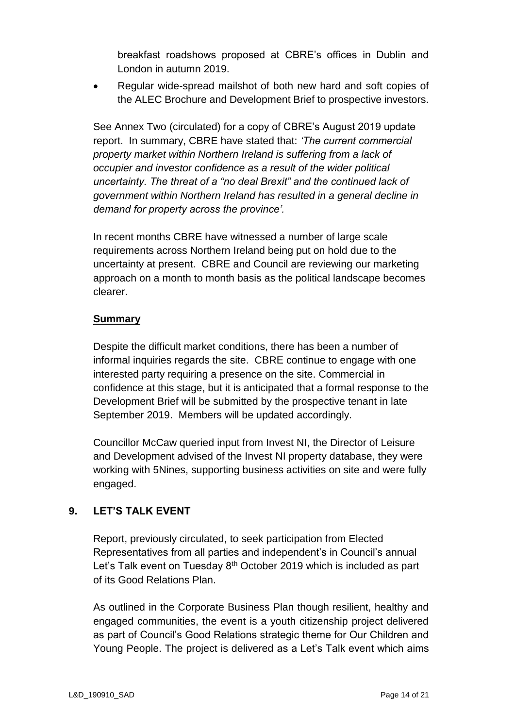breakfast roadshows proposed at CBRE's offices in Dublin and London in autumn 2019.

- Regular wide-spread mailshot of both new hard and soft copies of the ALEC Brochure and Development Brief to prospective investors.

See Annex Two (circulated) for a copy of CBRE's August 2019 update report. In summary, CBRE have stated that: *'The current commercial property market within Northern Ireland is suffering from a lack of occupier and investor confidence as a result of the wider political uncertainty. The threat of a "no deal Brexit" and the continued lack of government within Northern Ireland has resulted in a general decline in demand for property across the province'.*

In recent months CBRE have witnessed a number of large scale requirements across Northern Ireland being put on hold due to the uncertainty at present. CBRE and Council are reviewing our marketing approach on a month to month basis as the political landscape becomes clearer.

**Summary**

Despite the difficult market conditions, there has been a number of informal inquiries regards the site. CBRE continue to engage with one interested party requiring a presence on the site. Commercial in confidence at this stage, but it is anticipated that a formal response to the Development Brief will be submitted by the prospective tenant in late September 2019. Members will be updated accordingly.

Councillor McCaw queried input from Invest NI, the Director of Leisure and Development advised of the Invest NI property database, they were working with 5Nines, supporting business activities on site and were fully engaged.

## 9. LET'S TALK EVENT

Report, previously circulated, to seek participation from Elected Representatives from all parties and independent's in Council's annual Let's Talk event on Tuesday 8th October 2019 which is included as part of its Good Relations Plan.

As outlined in the Corporate Business Plan though resilient, healthy and engaged communities, the event is a youth citizenship project delivered as part of Council's Good Relations strategic theme for Our Children and Young People. The project is delivered as a Let's Talk event which aims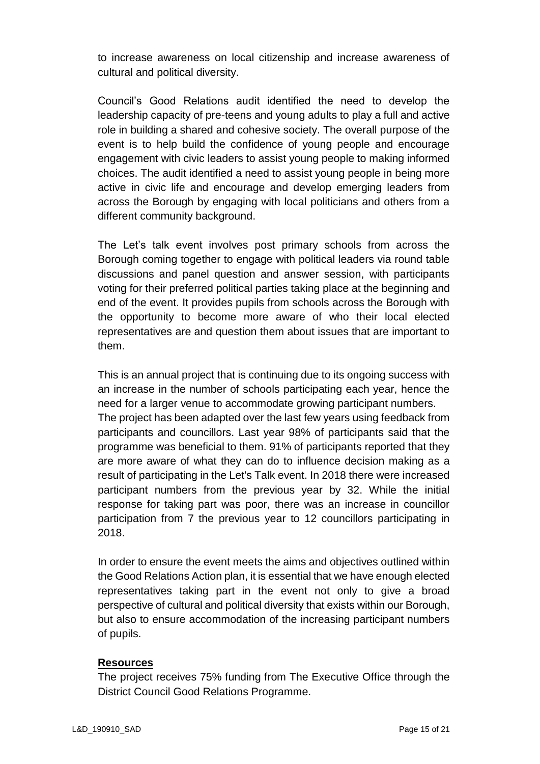to increase awareness on local citizenship and increase awareness of cultural and political diversity.

Council's Good Relations audit identified the need to develop the leadership capacity of pre-teens and young adults to play a full and active role in building a shared and cohesive society. The overall purpose of the event is to help build the confidence of young people and encourage engagement with civic leaders to assist young people to making informed choices. The audit identified a need to assist young people in being more active in civic life and encourage and develop emerging leaders from across the Borough by engaging with local politicians and others from a different community background.

The Let's talk event involves post primary schools from across the Borough coming together to engage with political leaders via round table discussions and panel question and answer session, with participants voting for their preferred political parties taking place at the beginning and end of the event. It provides pupils from schools across the Borough with the opportunity to become more aware of who their local elected representatives are and question them about issues that are important to them.

This is an annual project that is continuing due to its ongoing success with an increase in the number of schools participating each year, hence the need for a larger venue to accommodate growing participant numbers.
The project has been adapted over the last few years using feedback from participants and councillors. Last year 98% of participants said that the programme was beneficial to them. 91% of participants reported that they are more aware of what they can do to influence decision making as a result of participating in the Let's Talk event. In 2018 there were increased participant numbers from the previous year by 32. While the initial response for taking part was poor, there was an increase in councillor participation from 7 the previous year to 12 councillors participating in 2018.

In order to ensure the event meets the aims and objectives outlined within the Good Relations Action plan, it is essential that we have enough elected representatives taking part in the event not only to give a broad perspective of cultural and political diversity that exists within our Borough, but also to ensure accommodation of the increasing participant numbers of pupils.

**Resources**

The project receives 75% funding from The Executive Office through the District Council Good Relations Programme.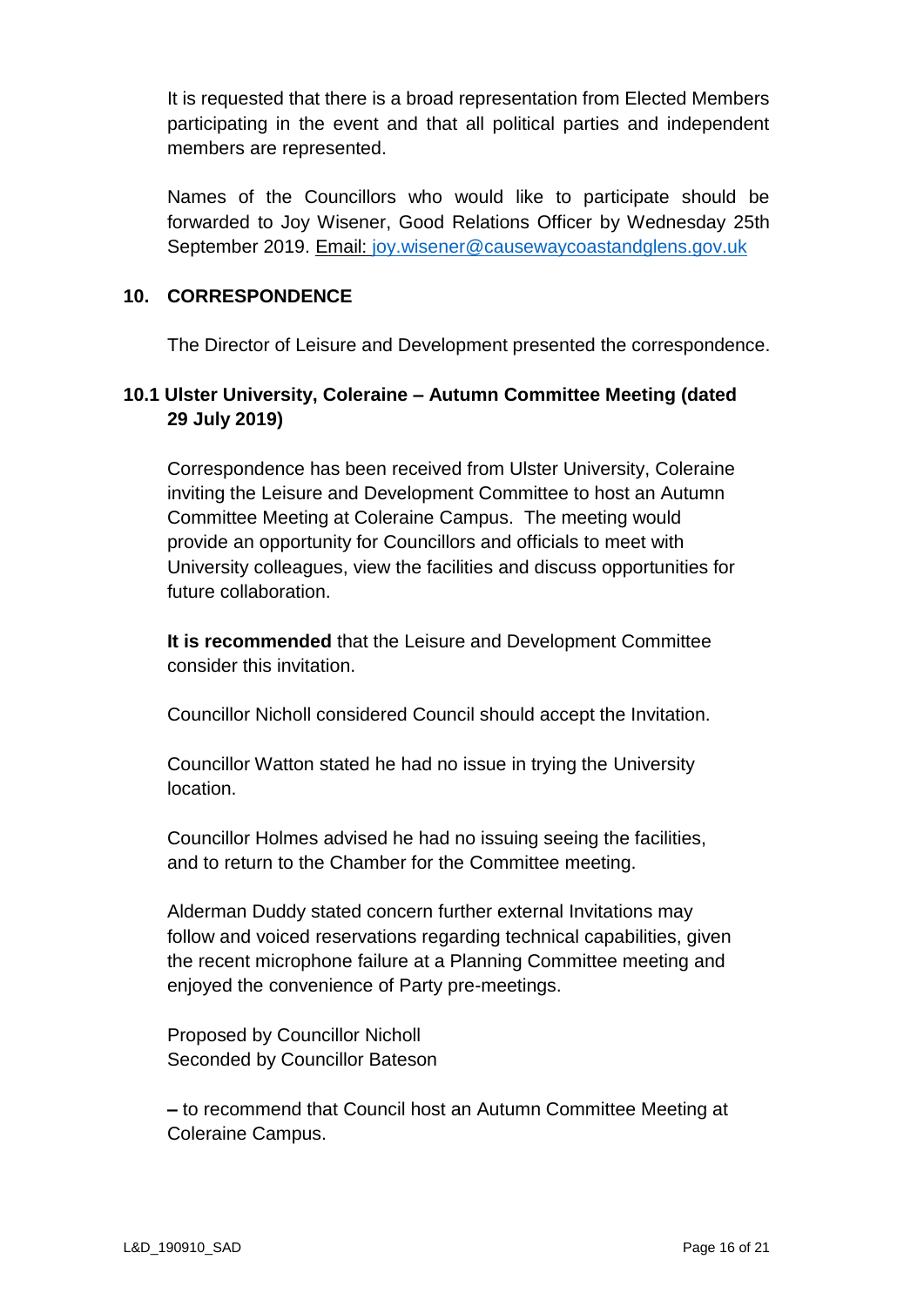It is requested that there is a broad representation from Elected Members participating in the event and that all political parties and independent members are represented.

Names of the Councillors who would like to participate should be forwarded to Joy Wisener, Good Relations Officer by Wednesday 25th September 2019. Email: joy.wisener@causewaycoastandglens.gov.uk

## 10. CORRESPONDENCE

The Director of Leisure and Development presented the correspondence.

### 10.1 Ulster University, Coleraine – Autumn Committee Meeting (dated 29 July 2019)

Correspondence has been received from Ulster University, Coleraine inviting the Leisure and Development Committee to host an Autumn Committee Meeting at Coleraine Campus. The meeting would provide an opportunity for Councillors and officials to meet with University colleagues, view the facilities and discuss opportunities for future collaboration.

**It is recommended** that the Leisure and Development Committee consider this invitation.

Councillor Nicholl considered Council should accept the Invitation.

Councillor Watton stated he had no issue in trying the University location.

Councillor Holmes advised he had no issuing seeing the facilities, and to return to the Chamber for the Committee meeting.

Alderman Duddy stated concern further external Invitations may follow and voiced reservations regarding technical capabilities, given the recent microphone failure at a Planning Committee meeting and enjoyed the convenience of Party pre-meetings.

Proposed by Councillor Nicholl
Seconded by Councillor Bateson

**–** to recommend that Council host an Autumn Committee Meeting at Coleraine Campus.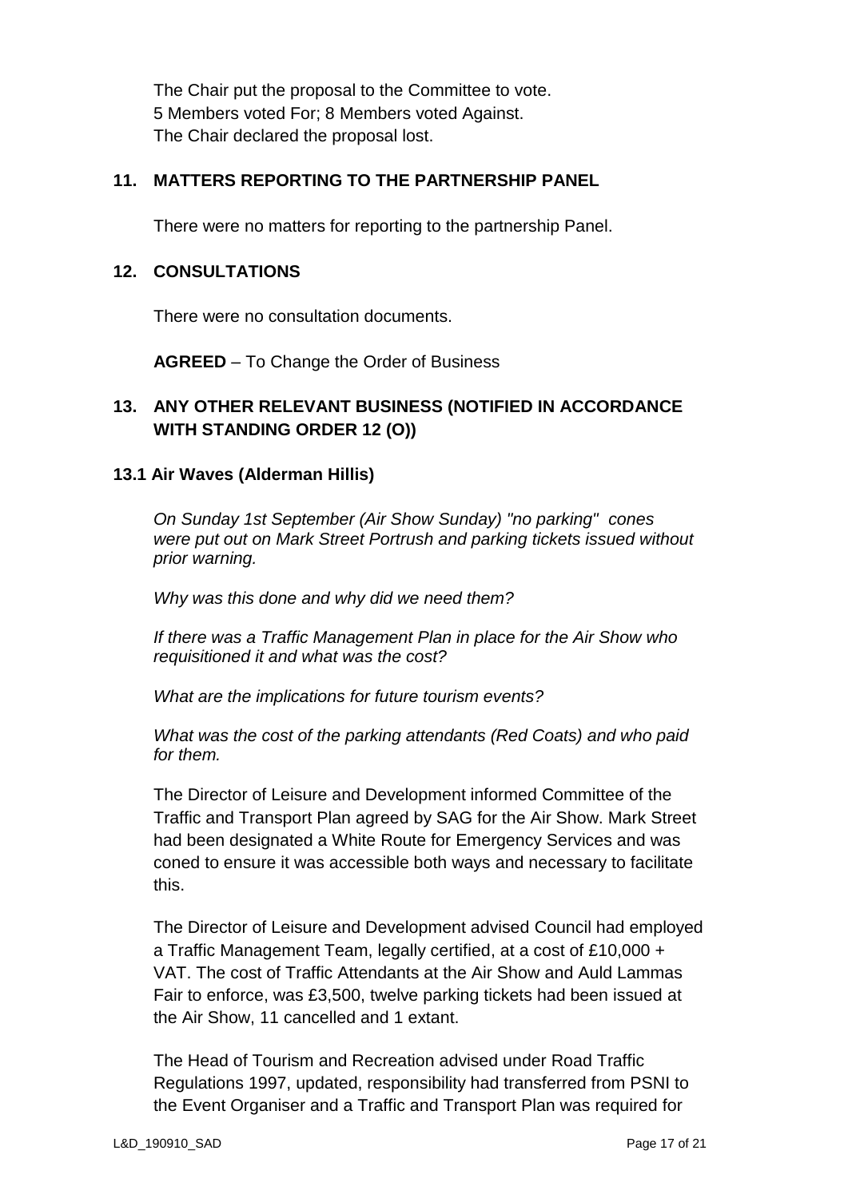The Chair put the proposal to the Committee to vote.
5 Members voted For; 8 Members voted Against.
The Chair declared the proposal lost.

## 11. MATTERS REPORTING TO THE PARTNERSHIP PANEL

There were no matters for reporting to the partnership Panel.

## 12. CONSULTATIONS

There were no consultation documents.

**AGREED** – To Change the Order of Business

## 13. ANY OTHER RELEVANT BUSINESS (NOTIFIED IN ACCORDANCE WITH STANDING ORDER 12 (O))

### 13.1 Air Waves (Alderman Hillis)

*On Sunday 1st September (Air Show Sunday) "no parking" cones were put out on Mark Street Portrush and parking tickets issued without prior warning.*

*Why was this done and why did we need them?*

*If there was a Traffic Management Plan in place for the Air Show who requisitioned it and what was the cost?*

*What are the implications for future tourism events?*

*What was the cost of the parking attendants (Red Coats) and who paid for them.*

The Director of Leisure and Development informed Committee of the Traffic and Transport Plan agreed by SAG for the Air Show. Mark Street had been designated a White Route for Emergency Services and was coned to ensure it was accessible both ways and necessary to facilitate this.

The Director of Leisure and Development advised Council had employed a Traffic Management Team, legally certified, at a cost of £10,000 + VAT. The cost of Traffic Attendants at the Air Show and Auld Lammas Fair to enforce, was £3,500, twelve parking tickets had been issued at the Air Show, 11 cancelled and 1 extant.

The Head of Tourism and Recreation advised under Road Traffic Regulations 1997, updated, responsibility had transferred from PSNI to the Event Organiser and a Traffic and Transport Plan was required for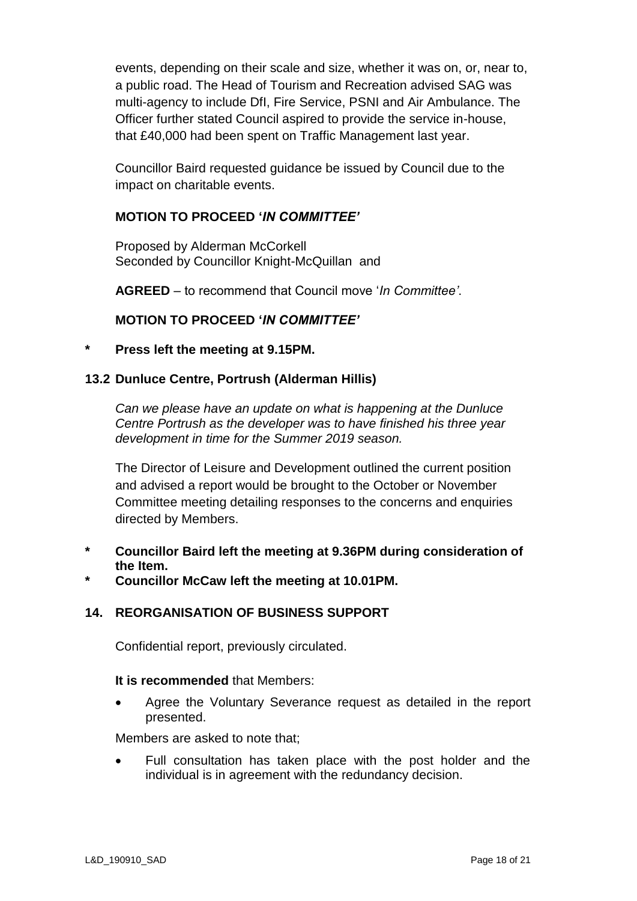events, depending on their scale and size, whether it was on, or, near to, a public road. The Head of Tourism and Recreation advised SAG was multi-agency to include DfI, Fire Service, PSNI and Air Ambulance. The Officer further stated Council aspired to provide the service in-house, that £40,000 had been spent on Traffic Management last year.

Councillor Baird requested guidance be issued by Council due to the impact on charitable events.

**MOTION TO PROCEED '*IN COMMITTEE'***

Proposed by Alderman McCorkell
Seconded by Councillor Knight-McQuillan and

**AGREED** – to recommend that Council move '*In Committee'*.

**MOTION TO PROCEED '*IN COMMITTEE'***

**\* Press left the meeting at 9.15PM.**

**13.2 Dunluce Centre, Portrush (Alderman Hillis)**

*Can we please have an update on what is happening at the Dunluce Centre Portrush as the developer was to have finished his three year development in time for the Summer 2019 season.*

The Director of Leisure and Development outlined the current position and advised a report would be brought to the October or November Committee meeting detailing responses to the concerns and enquiries directed by Members.

**\* Councillor Baird left the meeting at 9.36PM during consideration of the Item.**
**\* Councillor McCaw left the meeting at 10.01PM.**

**14. REORGANISATION OF BUSINESS SUPPORT**

Confidential report, previously circulated.

**It is recommended** that Members:

- Agree the Voluntary Severance request as detailed in the report presented.

Members are asked to note that;

- Full consultation has taken place with the post holder and the individual is in agreement with the redundancy decision.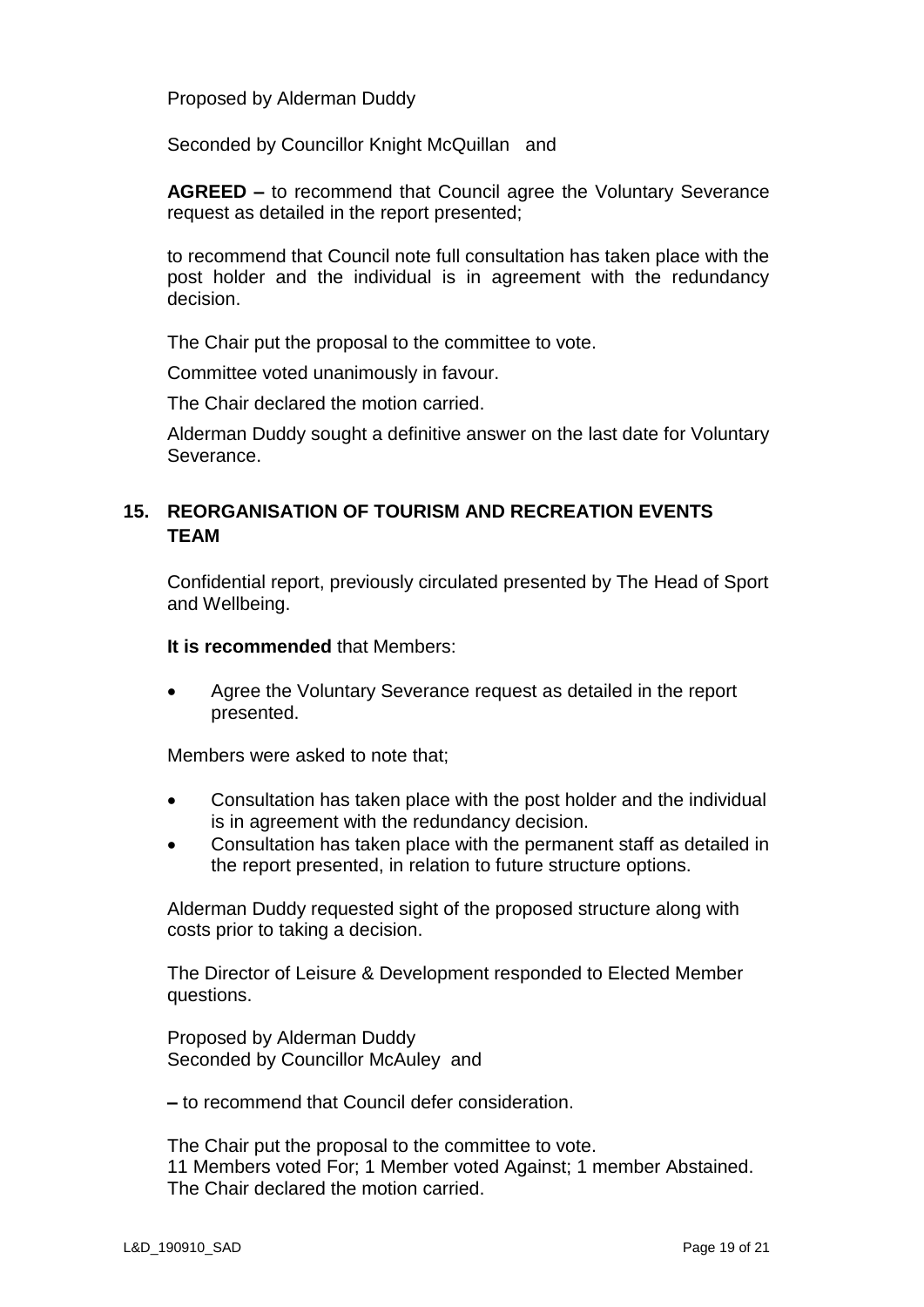Proposed by Alderman Duddy

Seconded by Councillor Knight McQuillan and

**AGREED –** to recommend that Council agree the Voluntary Severance request as detailed in the report presented;

to recommend that Council note full consultation has taken place with the post holder and the individual is in agreement with the redundancy decision.

The Chair put the proposal to the committee to vote.

Committee voted unanimously in favour.

The Chair declared the motion carried.

Alderman Duddy sought a definitive answer on the last date for Voluntary Severance.

## 15. REORGANISATION OF TOURISM AND RECREATION EVENTS TEAM

Confidential report, previously circulated presented by The Head of Sport and Wellbeing.

**It is recommended** that Members:

- Agree the Voluntary Severance request as detailed in the report presented.

Members were asked to note that;

- Consultation has taken place with the post holder and the individual is in agreement with the redundancy decision.
- Consultation has taken place with the permanent staff as detailed in the report presented, in relation to future structure options.

Alderman Duddy requested sight of the proposed structure along with costs prior to taking a decision.

The Director of Leisure & Development responded to Elected Member questions.

Proposed by Alderman Duddy
Seconded by Councillor McAuley and

**–** to recommend that Council defer consideration.

The Chair put the proposal to the committee to vote.
11 Members voted For; 1 Member voted Against; 1 member Abstained.
The Chair declared the motion carried.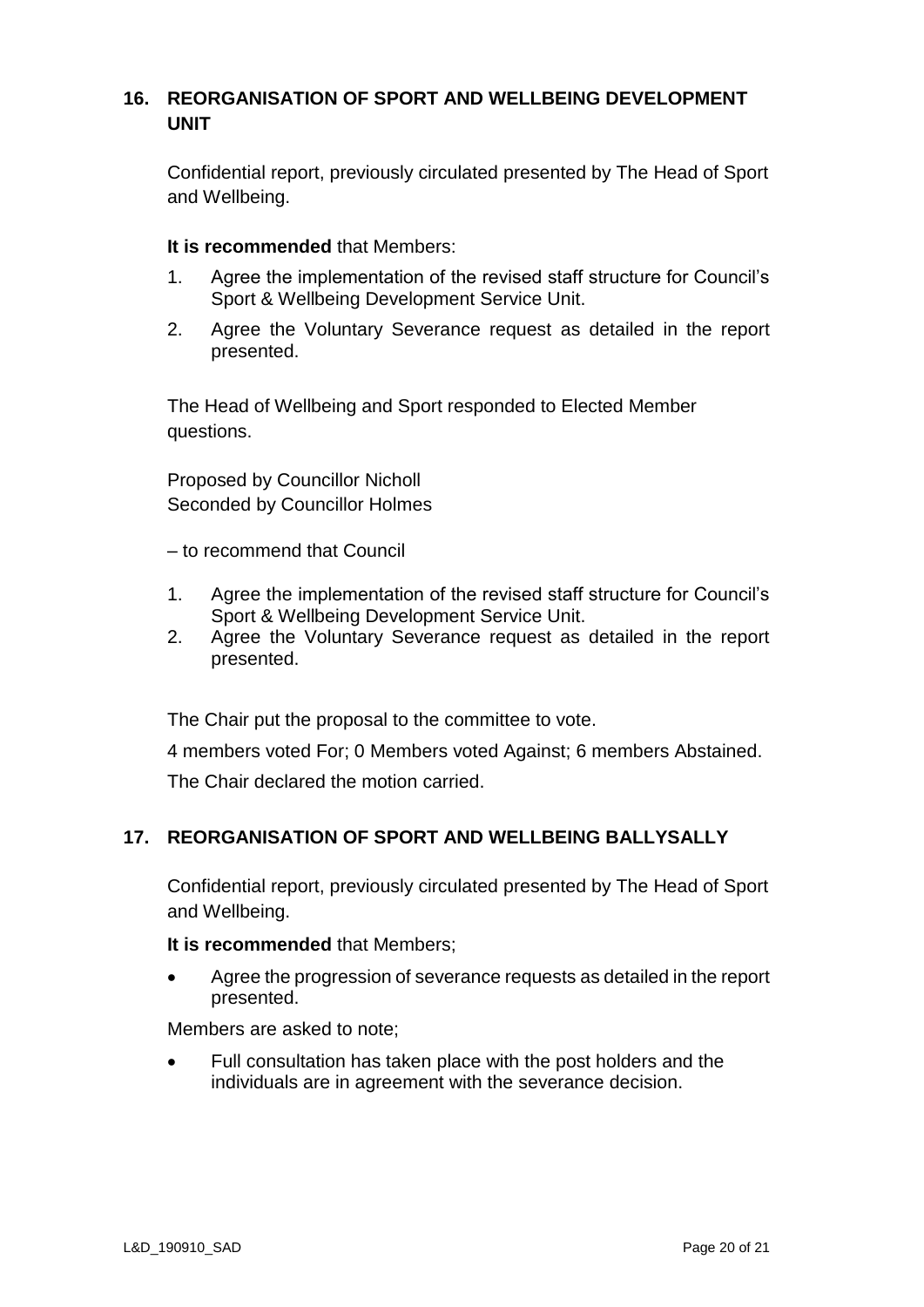## 16. REORGANISATION OF SPORT AND WELLBEING DEVELOPMENT UNIT

Confidential report, previously circulated presented by The Head of Sport and Wellbeing.

**It is recommended** that Members:

1. Agree the implementation of the revised staff structure for Council's Sport & Wellbeing Development Service Unit.
2. Agree the Voluntary Severance request as detailed in the report presented.

The Head of Wellbeing and Sport responded to Elected Member questions.

Proposed by Councillor Nicholl
Seconded by Councillor Holmes

– to recommend that Council

1. Agree the implementation of the revised staff structure for Council's Sport & Wellbeing Development Service Unit.
2. Agree the Voluntary Severance request as detailed in the report presented.

The Chair put the proposal to the committee to vote.

4 members voted For; 0 Members voted Against; 6 members Abstained.

The Chair declared the motion carried.

## 17. REORGANISATION OF SPORT AND WELLBEING BALLYSALLY

Confidential report, previously circulated presented by The Head of Sport and Wellbeing.

**It is recommended** that Members;

- Agree the progression of severance requests as detailed in the report presented.

Members are asked to note;

- Full consultation has taken place with the post holders and the individuals are in agreement with the severance decision.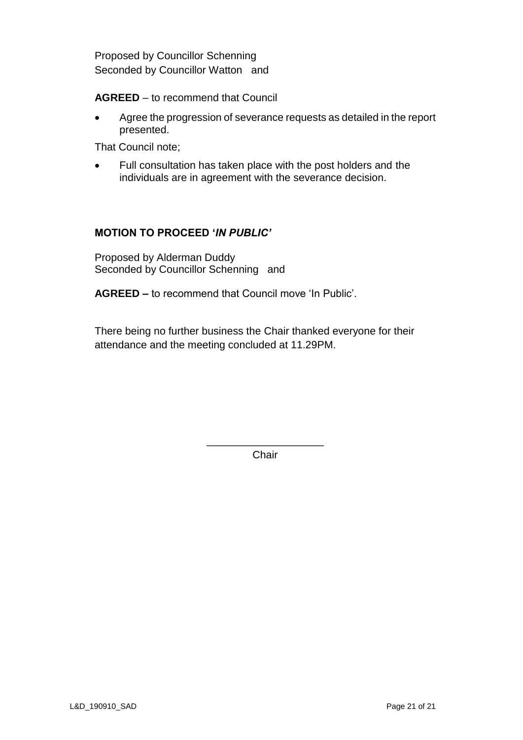Proposed by Councillor Schenning
Seconded by Councillor Watton and

**AGREED** – to recommend that Council

- Agree the progression of severance requests as detailed in the report presented.

That Council note;

- Full consultation has taken place with the post holders and the individuals are in agreement with the severance decision.

**MOTION TO PROCEED '*IN PUBLIC*'**

Proposed by Alderman Duddy
Seconded by Councillor Schenning and

**AGREED –** to recommend that Council move 'In Public'.

There being no further business the Chair thanked everyone for their attendance and the meeting concluded at 11.29PM.

\_\_\_\_\_\_\_\_\_\_\_\_\_\_\_\_\_\_\_\_
Chair